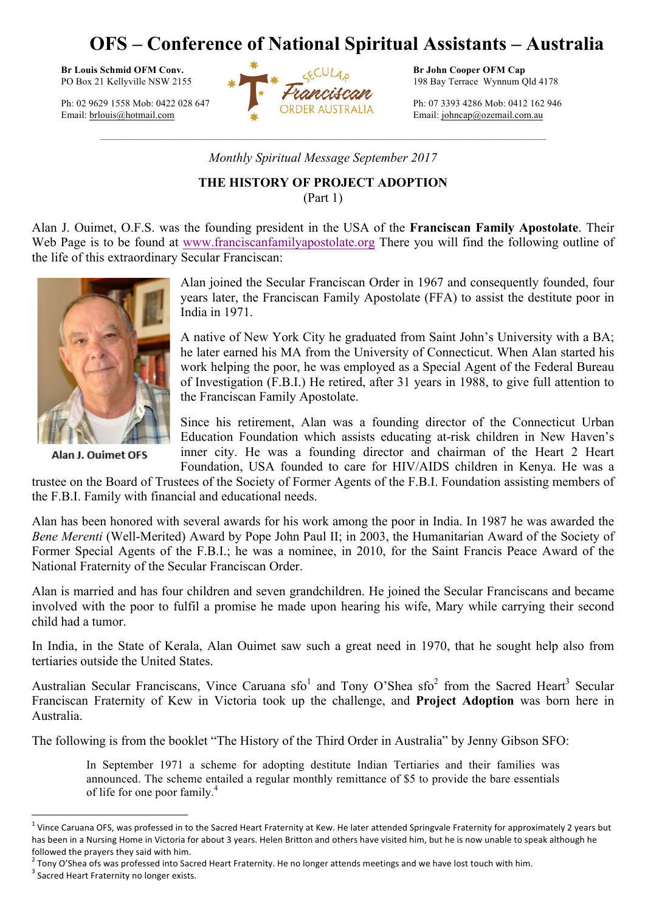// OFS – Conference of National Spiritual Assistants – Australia

**Br Louis Schmid OFM Conv.**
PO Box 21 Kellyville NSW 2155

Ph: 02 9629 1558 Mob: 0422 028 647
Email: brlouis@hotmail.com

**Br John Cooper OFM Cap**
198 Bay Terrace Wynnum Qld 4178

Ph: 07 3393 4286 Mob: 0412 162 946
Email: johncap@ozemail.com.au

*Monthly Spiritual Message September 2017*

## THE HISTORY OF PROJECT ADOPTION
(Part 1)

Alan J. Ouimet, O.F.S. was the founding president in the USA of the **Franciscan Family Apostolate**. Their Web Page is to be found at www.franciscanfamilyapostolate.org There you will find the following outline of the life of this extraordinary Secular Franciscan:

Alan J. Ouimet OFS

Alan joined the Secular Franciscan Order in 1967 and consequently founded, four years later, the Franciscan Family Apostolate (FFA) to assist the destitute poor in India in 1971.

A native of New York City he graduated from Saint John's University with a BA; he later earned his MA from the University of Connecticut. When Alan started his work helping the poor, he was employed as a Special Agent of the Federal Bureau of Investigation (F.B.I.) He retired, after 31 years in 1988, to give full attention to the Franciscan Family Apostolate.

Since his retirement, Alan was a founding director of the Connecticut Urban Education Foundation which assists educating at-risk children in New Haven's inner city. He was a founding director and chairman of the Heart 2 Heart Foundation, USA founded to care for HIV/AIDS children in Kenya. He was a trustee on the Board of Trustees of the Society of Former Agents of the F.B.I. Foundation assisting members of the F.B.I. Family with financial and educational needs.

Alan has been honored with several awards for his work among the poor in India. In 1987 he was awarded the *Bene Merenti* (Well-Merited) Award by Pope John Paul II; in 2003, the Humanitarian Award of the Society of Former Special Agents of the F.B.I.; he was a nominee, in 2010, for the Saint Francis Peace Award of the National Fraternity of the Secular Franciscan Order.

Alan is married and has four children and seven grandchildren. He joined the Secular Franciscans and became involved with the poor to fulfil a promise he made upon hearing his wife, Mary while carrying their second child had a tumor.

In India, in the State of Kerala, Alan Ouimet saw such a great need in 1970, that he sought help also from tertiaries outside the United States.

Australian Secular Franciscans, Vince Caruana sfo[1] and Tony O'Shea sfo[2] from the Sacred Heart[3] Secular Franciscan Fraternity of Kew in Victoria took up the challenge, and **Project Adoption** was born here in Australia.

The following is from the booklet "The History of the Third Order in Australia" by Jenny Gibson SFO:

> In September 1971 a scheme for adopting destitute Indian Tertiaries and their families was announced. The scheme entailed a regular monthly remittance of $5 to provide the bare essentials of life for one poor family.[4]

---

[1] Vince Caruana OFS, was professed in to the Sacred Heart Fraternity at Kew. He later attended Springvale Fraternity for approximately 2 years but has been in a Nursing Home in Victoria for about 3 years. Helen Britton and others have visited him, but he is now unable to speak although he followed the prayers they said with him.

[2] Tony O'Shea ofs was professed into Sacred Heart Fraternity. He no longer attends meetings and we have lost touch with him.

[3] Sacred Heart Fraternity no longer exists.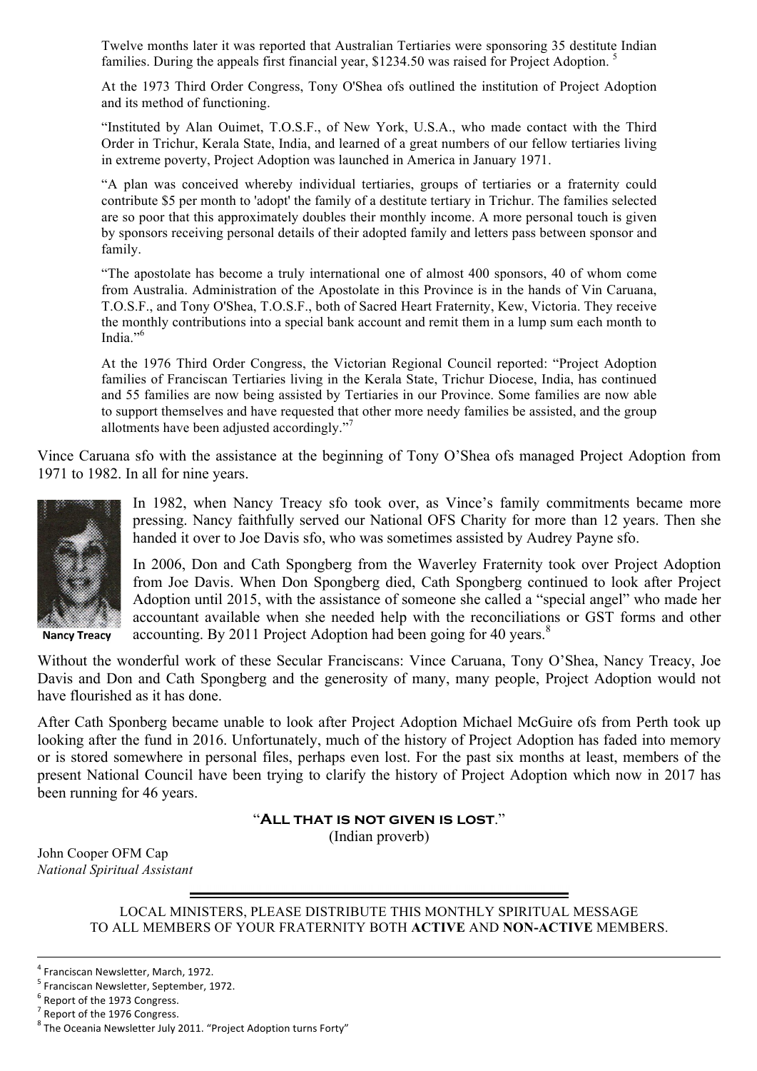Twelve months later it was reported that Australian Tertiaries were sponsoring 35 destitute Indian families. During the appeals first financial year, $1234.50 was raised for Project Adoption. [5]

At the 1973 Third Order Congress, Tony O'Shea ofs outlined the institution of Project Adoption and its method of functioning.

"Instituted by Alan Ouimet, T.O.S.F., of New York, U.S.A., who made contact with the Third Order in Trichur, Kerala State, India, and learned of a great numbers of our fellow tertiaries living in extreme poverty, Project Adoption was launched in America in January 1971.

"A plan was conceived whereby individual tertiaries, groups of tertiaries or a fraternity could contribute $5 per month to 'adopt' the family of a destitute tertiary in Trichur. The families selected are so poor that this approximately doubles their monthly income. A more personal touch is given by sponsors receiving personal details of their adopted family and letters pass between sponsor and family.

"The apostolate has become a truly international one of almost 400 sponsors, 40 of whom come from Australia. Administration of the Apostolate in this Province is in the hands of Vin Caruana, T.O.S.F., and Tony O'Shea, T.O.S.F., both of Sacred Heart Fraternity, Kew, Victoria. They receive the monthly contributions into a special bank account and remit them in a lump sum each month to India."[6]

At the 1976 Third Order Congress, the Victorian Regional Council reported: "Project Adoption families of Franciscan Tertiaries living in the Kerala State, Trichur Diocese, India, has continued and 55 families are now being assisted by Tertiaries in our Province. Some families are now able to support themselves and have requested that other more needy families be assisted, and the group allotments have been adjusted accordingly."[7]

Vince Caruana sfo with the assistance at the beginning of Tony O'Shea ofs managed Project Adoption from 1971 to 1982. In all for nine years.

In 1982, when Nancy Treacy sfo took over, as Vince's family commitments became more pressing. Nancy faithfully served our National OFS Charity for more than 12 years. Then she handed it over to Joe Davis sfo, who was sometimes assisted by Audrey Payne sfo.

In 2006, Don and Cath Spongberg from the Waverley Fraternity took over Project Adoption from Joe Davis. When Don Spongberg died, Cath Spongberg continued to look after Project Adoption until 2015, with the assistance of someone she called a "special angel" who made her accountant available when she needed help with the reconciliations or GST forms and other accounting. By 2011 Project Adoption had been going for 40 years.[8]

**Nancy Treacy**

Without the wonderful work of these Secular Franciscans: Vince Caruana, Tony O'Shea, Nancy Treacy, Joe Davis and Don and Cath Spongberg and the generosity of many, many people, Project Adoption would not have flourished as it has done.

After Cath Sponberg became unable to look after Project Adoption Michael McGuire ofs from Perth took up looking after the fund in 2016. Unfortunately, much of the history of Project Adoption has faded into memory or is stored somewhere in personal files, perhaps even lost. For the past six months at least, members of the present National Council have been trying to clarify the history of Project Adoption which now in 2017 has been running for 46 years.

"**All that is not given is lost**."
(Indian proverb)

John Cooper OFM Cap
*National Spiritual Assistant*

LOCAL MINISTERS, PLEASE DISTRIBUTE THIS MONTHLY SPIRITUAL MESSAGE TO ALL MEMBERS OF YOUR FRATERNITY BOTH **ACTIVE** AND **NON-ACTIVE** MEMBERS.

---

[4] Franciscan Newsletter, March, 1972.
[5] Franciscan Newsletter, September, 1972.
[6] Report of the 1973 Congress.
[7] Report of the 1976 Congress.
[8] The Oceania Newsletter July 2011. "Project Adoption turns Forty"